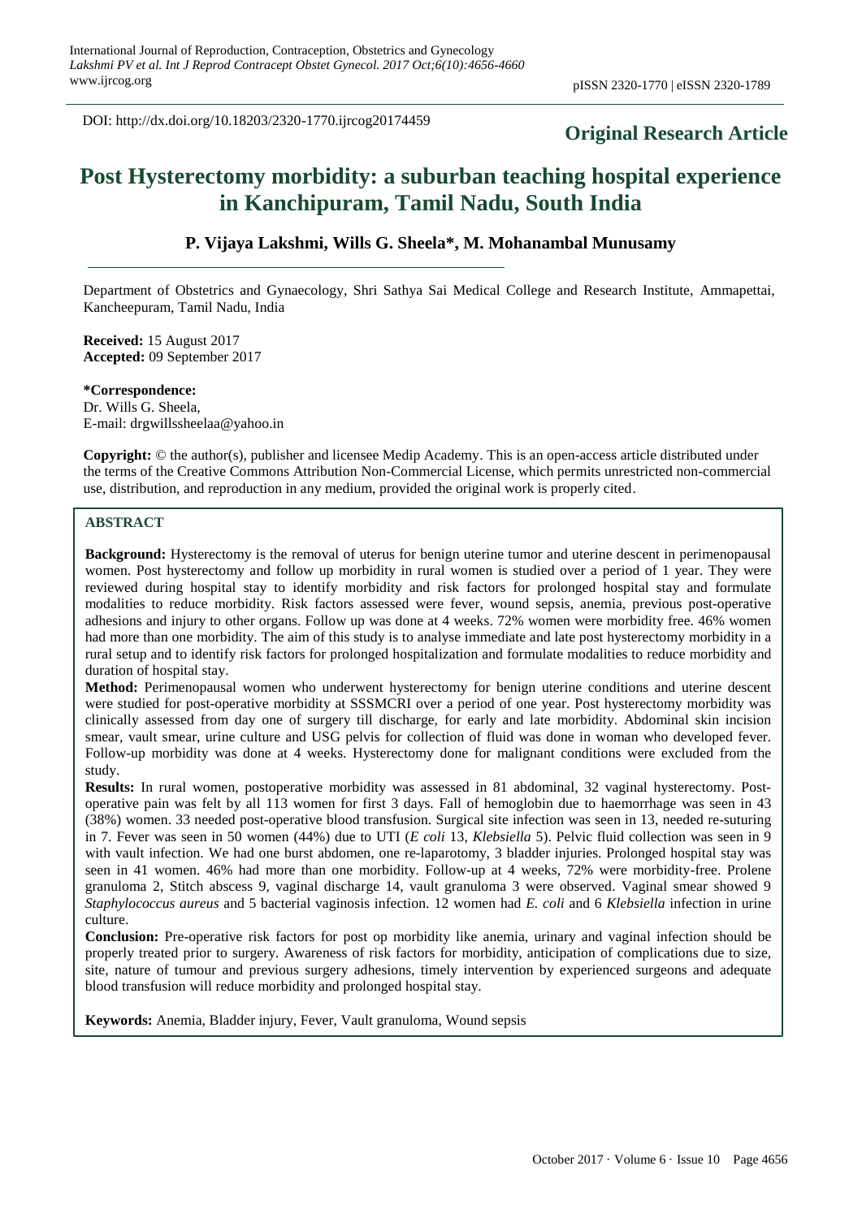DOI: http://dx.doi.org/10.18203/2320-1770.ijrcog20174459

**Original Research Article**

# Post Hysterectomy morbidity: a suburban teaching hospital experience in Kanchipuram, Tamil Nadu, South India

**P. Vijaya Lakshmi, Wills G. Sheela\*, M. Mohanambal Munusamy**

Department of Obstetrics and Gynaecology, Shri Sathya Sai Medical College and Research Institute, Ammapettai, Kancheepuram, Tamil Nadu, India

**Received:** 15 August 2017
**Accepted:** 09 September 2017

**\*Correspondence:**
Dr. Wills G. Sheela,
E-mail: drgwillssheelaa@yahoo.in

**Copyright:** © the author(s), publisher and licensee Medip Academy. This is an open-access article distributed under the terms of the Creative Commons Attribution Non-Commercial License, which permits unrestricted non-commercial use, distribution, and reproduction in any medium, provided the original work is properly cited.

## ABSTRACT

**Background:** Hysterectomy is the removal of uterus for benign uterine tumor and uterine descent in perimenopausal women. Post hysterectomy and follow up morbidity in rural women is studied over a period of 1 year. They were reviewed during hospital stay to identify morbidity and risk factors for prolonged hospital stay and formulate modalities to reduce morbidity. Risk factors assessed were fever, wound sepsis, anemia, previous post-operative adhesions and injury to other organs. Follow up was done at 4 weeks. 72% women were morbidity free. 46% women had more than one morbidity. The aim of this study is to analyse immediate and late post hysterectomy morbidity in a rural setup and to identify risk factors for prolonged hospitalization and formulate modalities to reduce morbidity and duration of hospital stay.

**Method:** Perimenopausal women who underwent hysterectomy for benign uterine conditions and uterine descent were studied for post-operative morbidity at SSSMCRI over a period of one year. Post hysterectomy morbidity was clinically assessed from day one of surgery till discharge, for early and late morbidity. Abdominal skin incision smear, vault smear, urine culture and USG pelvis for collection of fluid was done in woman who developed fever. Follow-up morbidity was done at 4 weeks. Hysterectomy done for malignant conditions were excluded from the study.

**Results:** In rural women, postoperative morbidity was assessed in 81 abdominal, 32 vaginal hysterectomy. Post-operative pain was felt by all 113 women for first 3 days. Fall of hemoglobin due to haemorrhage was seen in 43 (38%) women. 33 needed post-operative blood transfusion. Surgical site infection was seen in 13, needed re-suturing in 7. Fever was seen in 50 women (44%) due to UTI (*E coli* 13, *Klebsiella* 5). Pelvic fluid collection was seen in 9 with vault infection. We had one burst abdomen, one re-laparotomy, 3 bladder injuries. Prolonged hospital stay was seen in 41 women. 46% had more than one morbidity. Follow-up at 4 weeks, 72% were morbidity-free. Prolene granuloma 2, Stitch abscess 9, vaginal discharge 14, vault granuloma 3 were observed. Vaginal smear showed 9 *Staphylococcus aureus* and 5 bacterial vaginosis infection. 12 women had *E. coli* and 6 *Klebsiella* infection in urine culture.

**Conclusion:** Pre-operative risk factors for post op morbidity like anemia, urinary and vaginal infection should be properly treated prior to surgery. Awareness of risk factors for morbidity, anticipation of complications due to size, site, nature of tumour and previous surgery adhesions, timely intervention by experienced surgeons and adequate blood transfusion will reduce morbidity and prolonged hospital stay.

**Keywords:** Anemia, Bladder injury, Fever, Vault granuloma, Wound sepsis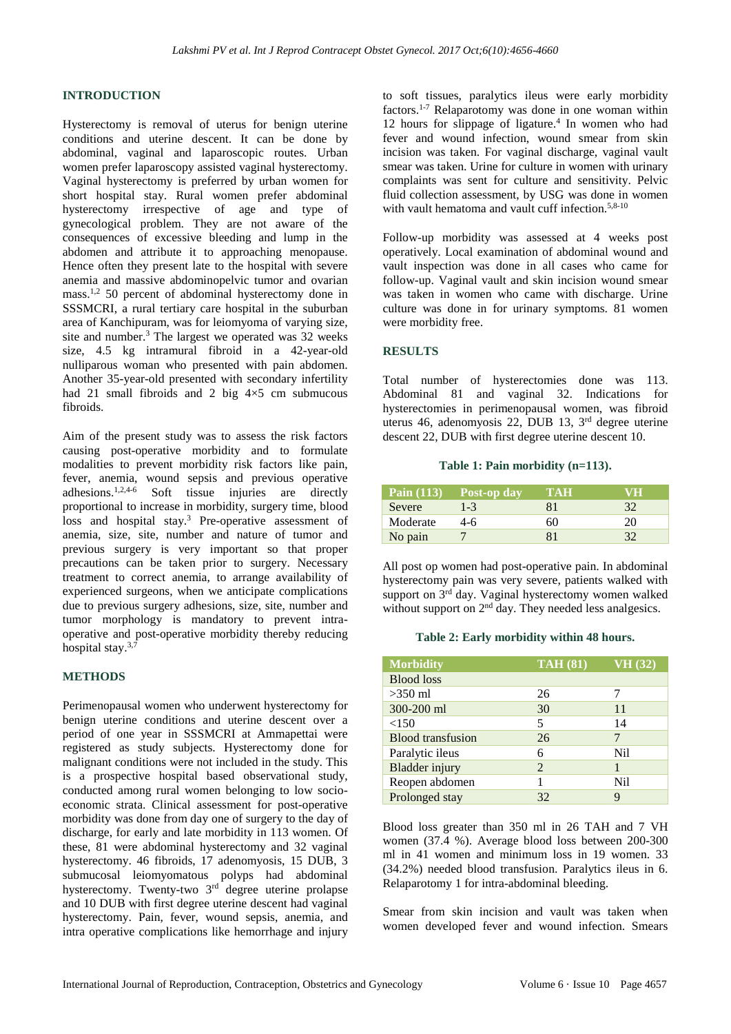## INTRODUCTION

Hysterectomy is removal of uterus for benign uterine conditions and uterine descent. It can be done by abdominal, vaginal and laparoscopic routes. Urban women prefer laparoscopy assisted vaginal hysterectomy. Vaginal hysterectomy is preferred by urban women for short hospital stay. Rural women prefer abdominal hysterectomy irrespective of age and type of gynecological problem. They are not aware of the consequences of excessive bleeding and lump in the abdomen and attribute it to approaching menopause. Hence often they present late to the hospital with severe anemia and massive abdominopelvic tumor and ovarian mass.[1,2] 50 percent of abdominal hysterectomy done in SSSMCRI, a rural tertiary care hospital in the suburban area of Kanchipuram, was for leiomyoma of varying size, site and number.[3] The largest we operated was 32 weeks size, 4.5 kg intramural fibroid in a 42-year-old nulliparous woman who presented with pain abdomen. Another 35-year-old presented with secondary infertility had 21 small fibroids and 2 big 4×5 cm submucous fibroids.

Aim of the present study was to assess the risk factors causing post-operative morbidity and to formulate modalities to prevent morbidity risk factors like pain, fever, anemia, wound sepsis and previous operative adhesions.[1,2,4-6] Soft tissue injuries are directly proportional to increase in morbidity, surgery time, blood loss and hospital stay.[3] Pre-operative assessment of anemia, size, site, number and nature of tumor and previous surgery is very important so that proper precautions can be taken prior to surgery. Necessary treatment to correct anemia, to arrange availability of experienced surgeons, when we anticipate complications due to previous surgery adhesions, size, site, number and tumor morphology is mandatory to prevent intra-operative and post-operative morbidity thereby reducing hospital stay.[3,7]

## METHODS

Perimenopausal women who underwent hysterectomy for benign uterine conditions and uterine descent over a period of one year in SSSMCRI at Ammapettai were registered as study subjects. Hysterectomy done for malignant conditions were not included in the study. This is a prospective hospital based observational study, conducted among rural women belonging to low socio-economic strata. Clinical assessment for post-operative morbidity was done from day one of surgery to the day of discharge, for early and late morbidity in 113 women. Of these, 81 were abdominal hysterectomy and 32 vaginal hysterectomy. 46 fibroids, 17 adenomyosis, 15 DUB, 3 submucosal leiomyomatous polyps had abdominal hysterectomy. Twenty-two 3rd degree uterine prolapse and 10 DUB with first degree uterine descent had vaginal hysterectomy. Pain, fever, wound sepsis, anemia, and intra operative complications like hemorrhage and injury to soft tissues, paralytics ileus were early morbidity factors.[1-7] Relaparotomy was done in one woman within 12 hours for slippage of ligature.[4] In women who had fever and wound infection, wound smear from skin incision was taken. For vaginal discharge, vaginal vault smear was taken. Urine for culture in women with urinary complaints was sent for culture and sensitivity. Pelvic fluid collection assessment, by USG was done in women with vault hematoma and vault cuff infection.[5,8-10]

Follow-up morbidity was assessed at 4 weeks post operatively. Local examination of abdominal wound and vault inspection was done in all cases who came for follow-up. Vaginal vault and skin incision wound smear was taken in women who came with discharge. Urine culture was done in for urinary symptoms. 81 women were morbidity free.

## RESULTS

Total number of hysterectomies done was 113. Abdominal 81 and vaginal 32. Indications for hysterectomies in perimenopausal women, was fibroid uterus 46, adenomyosis 22, DUB 13, 3rd degree uterine descent 22, DUB with first degree uterine descent 10.

**Table 1: Pain morbidity (n=113).**

| Pain (113) | Post-op day | TAH | VH |
|---|---|---|---|
| Severe | 1-3 | 81 | 32 |
| Moderate | 4-6 | 60 | 20 |
| No pain | 7 | 81 | 32 |

All post op women had post-operative pain. In abdominal hysterectomy pain was very severe, patients walked with support on 3rd day. Vaginal hysterectomy women walked without support on 2nd day. They needed less analgesics.

**Table 2: Early morbidity within 48 hours.**

| Morbidity | TAH (81) | VH (32) |
|---|---|---|
| Blood loss | | |
| >350 ml | 26 | 7 |
| 300-200 ml | 30 | 11 |
| <150 | 5 | 14 |
| Blood transfusion | 26 | 7 |
| Paralytic ileus | 6 | Nil |
| Bladder injury | 2 | 1 |
| Reopen abdomen | 1 | Nil |
| Prolonged stay | 32 | 9 |

Blood loss greater than 350 ml in 26 TAH and 7 VH women (37.4 %). Average blood loss between 200-300 ml in 41 women and minimum loss in 19 women. 33 (34.2%) needed blood transfusion. Paralytics ileus in 6. Relaparotomy 1 for intra-abdominal bleeding.

Smear from skin incision and vault was taken when women developed fever and wound infection. Smears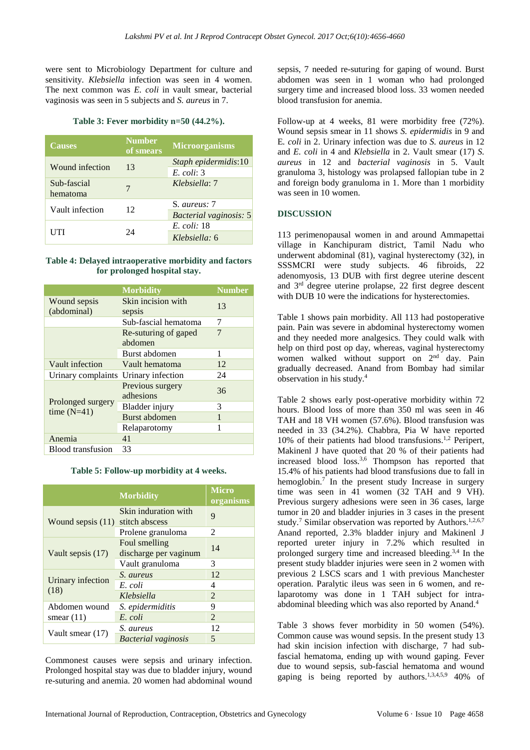were sent to Microbiology Department for culture and sensitivity. *Klebsiella* infection was seen in 4 women. The next common was *E. coli* in vault smear, bacterial vaginosis was seen in 5 subjects and *S. aureus* in 7.

**Table 3: Fever morbidity n=50 (44.2%).**

| Causes | Number of smears | Microorganisms |
|---|---|---|
| Wound infection | 13 | *Staph epidermidis*:10 |
| | | *E. coli*: 3 |
| Sub-fascial hematoma | 7 | *Klebsiella*: 7 |
| Vault infection | 12 | S. *aureus:* 7 |
| | | *Bacterial vaginosis:* 5 |
| UTI | 24 | *E. coli:* 18 |
| | | *Klebsiella*: 6 |

**Table 4: Delayed intraoperative morbidity and factors for prolonged hospital stay.**

| | Morbidity | Number |
|---|---|---|
| Wound sepsis (abdominal) | Skin incision with sepsis | 13 |
| | Sub-fascial hematoma | 7 |
| | Re-suturing of gaped abdomen | 7 |
| | Burst abdomen | 1 |
| Vault infection | Vault hematoma | 12 |
| Urinary complaints | Urinary infection | 24 |
| Prolonged surgery time (N=41) | Previous surgery adhesions | 36 |
| | Bladder injury | 3 |
| | Burst abdomen | 1 |
| | Relaparotomy | 1 |
| Anemia | 41 | |
| Blood transfusion | 33 | |

**Table 5: Follow-up morbidity at 4 weeks.**

| | Morbidity | Micro organisms |
|---|---|---|
| Wound sepsis (11) | Skin induration with stitch abscess | 9 |
| | Prolene granuloma | 2 |
| Vault sepsis (17) | Foul smelling discharge per vaginum | 14 |
| | Vault granuloma | 3 |
| Urinary infection (18) | *S. aureus* | 12 |
| | *E. coli* | 4 |
| | *Klebsiella* | 2 |
| Abdomen wound smear (11) | *S. epidermiditis* | 9 |
| | *E. coli* | 2 |
| Vault smear (17) | *S. aureus* | 12 |
| | *Bacterial vaginosis* | 5 |

Commonest causes were sepsis and urinary infection. Prolonged hospital stay was due to bladder injury, wound re-suturing and anemia. 20 women had abdominal wound sepsis, 7 needed re-suturing for gaping of wound. Burst abdomen was seen in 1 woman who had prolonged surgery time and increased blood loss. 33 women needed blood transfusion for anemia.

Follow-up at 4 weeks, 81 were morbidity free (72%). Wound sepsis in 11 shows *S. epidermidis* in 9 and E. *coli* in 2. Urinary infection was due to *S. aureus* in 12 and *E. coli* in 4 and *Klebsiella* in 2. Vault smear (17) *S. aureus* in 12 and *bacterial vaginosis* in 5. Vault granuloma 3, histology was prolapsed fallopian tube in 2 and foreign body granuloma in 1. More than 1 morbidity was seen in 10 women.

## DISCUSSION

113 perimenopausal women in and around Ammapettai village in Kanchipuram district, Tamil Nadu who underwent abdominal (81), vaginal hysterectomy (32), in SSSMCRI were study subjects. 46 fibroids, 22 adenomyosis, 13 DUB with first degree uterine descent and 3rd degree uterine prolapse, 22 first degree descent with DUB 10 were the indications for hysterectomies.

Table 1 shows pain morbidity. All 113 had postoperative pain. Pain was severe in abdominal hysterectomy women and they needed more analgesics. They could walk with help on third post op day, whereas, vaginal hysterectomy women walked without support on 2nd day. Pain gradually decreased. Anand from Bombay had similar observation in his study.[4]

Table 2 shows early post-operative morbidity within 72 hours. Blood loss of more than 350 ml was seen in 46 TAH and 18 VH women (57.6%). Blood transfusion was needed in 33 (34.2%). Chabbra, Pia W have reported 10% of their patients had blood transfusions.[1,2] Peripert, Makinenl J have quoted that 20 % of their patients had increased blood loss.[3,6] Thompson has reported that 15.4% of his patients had blood transfusions due to fall in hemoglobin.[7] In the present study Increase in surgery time was seen in 41 women (32 TAH and 9 VH). Previous surgery adhesions were seen in 36 cases, large tumor in 20 and bladder injuries in 3 cases in the present study.[7] Similar observation was reported by Authors.[1,2,6,7] Anand reported, 2.3% bladder injury and Makinenl J reported ureter injury in 7.2% which resulted in prolonged surgery time and increased bleeding.[3,4] In the present study bladder injuries were seen in 2 women with previous 2 LSCS scars and 1 with previous Manchester operation. Paralytic ileus was seen in 6 women, and re-laparotomy was done in 1 TAH subject for intra-abdominal bleeding which was also reported by Anand.[4]

Table 3 shows fever morbidity in 50 women (54%). Common cause was wound sepsis. In the present study 13 had skin incision infection with discharge, 7 had sub-fascial hematoma, ending up with wound gaping. Fever due to wound sepsis, sub-fascial hematoma and wound gaping is being reported by authors.[1,3,4,5,9] 40% of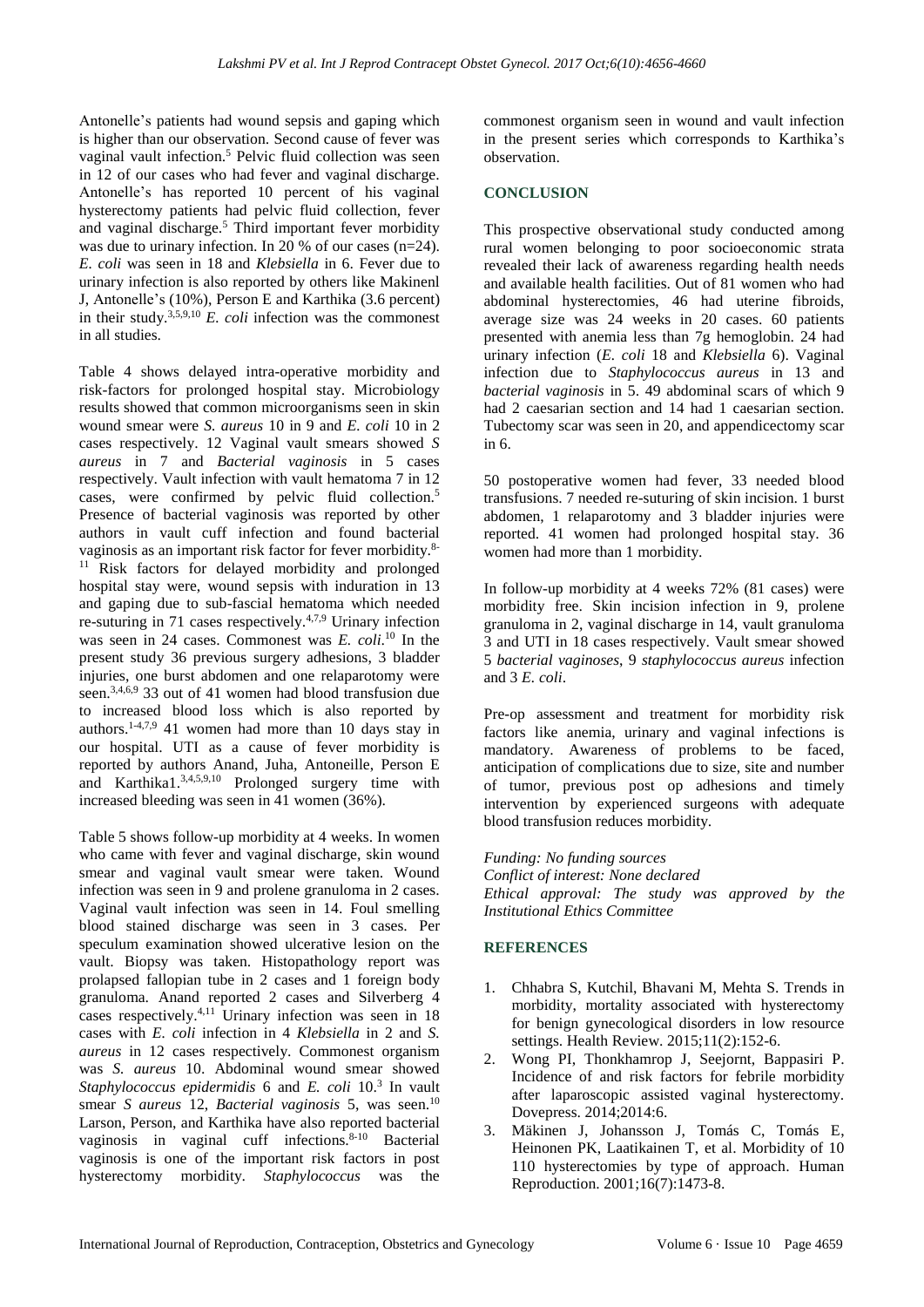Antonelle's patients had wound sepsis and gaping which is higher than our observation. Second cause of fever was vaginal vault infection.[5] Pelvic fluid collection was seen in 12 of our cases who had fever and vaginal discharge. Antonelle's has reported 10 percent of his vaginal hysterectomy patients had pelvic fluid collection, fever and vaginal discharge.[5] Third important fever morbidity was due to urinary infection. In 20 % of our cases (n=24). *E. coli* was seen in 18 and *Klebsiella* in 6. Fever due to urinary infection is also reported by others like Makinenl J, Antonelle's (10%), Person E and Karthika (3.6 percent) in their study.[3,5,9,10] *E. coli* infection was the commonest in all studies.

Table 4 shows delayed intra-operative morbidity and risk-factors for prolonged hospital stay. Microbiology results showed that common microorganisms seen in skin wound smear were *S. aureus* 10 in 9 and *E. coli* 10 in 2 cases respectively. 12 Vaginal vault smears showed *S aureus* in 7 and *Bacterial vaginosis* in 5 cases respectively. Vault infection with vault hematoma 7 in 12 cases, were confirmed by pelvic fluid collection.[5] Presence of bacterial vaginosis was reported by other authors in vault cuff infection and found bacterial vaginosis as an important risk factor for fever morbidity.[8-11] Risk factors for delayed morbidity and prolonged hospital stay were, wound sepsis with induration in 13 and gaping due to sub-fascial hematoma which needed re-suturing in 71 cases respectively.[4,7,9] Urinary infection was seen in 24 cases. Commonest was *E. coli*.[10] In the present study 36 previous surgery adhesions, 3 bladder injuries, one burst abdomen and one relaparotomy were seen.[3,4,6,9] 33 out of 41 women had blood transfusion due to increased blood loss which is also reported by authors.[1-4,7,9] 41 women had more than 10 days stay in our hospital. UTI as a cause of fever morbidity is reported by authors Anand, Juha, Antoneille, Person E and Karthika1.[3,4,5,9,10] Prolonged surgery time with increased bleeding was seen in 41 women (36%).

Table 5 shows follow-up morbidity at 4 weeks. In women who came with fever and vaginal discharge, skin wound smear and vaginal vault smear were taken. Wound infection was seen in 9 and prolene granuloma in 2 cases. Vaginal vault infection was seen in 14. Foul smelling blood stained discharge was seen in 3 cases. Per speculum examination showed ulcerative lesion on the vault. Biopsy was taken. Histopathology report was prolapsed fallopian tube in 2 cases and 1 foreign body granuloma. Anand reported 2 cases and Silverberg 4 cases respectively.[4,11] Urinary infection was seen in 18 cases with *E. coli* infection in 4 *Klebsiella* in 2 and *S. aureus* in 12 cases respectively. Commonest organism was *S. aureus* 10. Abdominal wound smear showed *Staphylococcus epidermidis* 6 and *E. coli* 10.[3] In vault smear *S aureus* 12, *Bacterial vaginosis* 5, was seen.[10] Larson, Person, and Karthika have also reported bacterial vaginosis in vaginal cuff infections.[8-10] Bacterial vaginosis is one of the important risk factors in post hysterectomy morbidity. *Staphylococcus* was the commonest organism seen in wound and vault infection in the present series which corresponds to Karthika's observation.

## CONCLUSION

This prospective observational study conducted among rural women belonging to poor socioeconomic strata revealed their lack of awareness regarding health needs and available health facilities. Out of 81 women who had abdominal hysterectomies, 46 had uterine fibroids, average size was 24 weeks in 20 cases. 60 patients presented with anemia less than 7g hemoglobin. 24 had urinary infection (*E. coli* 18 and *Klebsiella* 6). Vaginal infection due to *Staphylococus aureus* in 13 and *bacterial vaginosis* in 5. 49 abdominal scars of which 9 had 2 caesarian section and 14 had 1 caesarian section. Tubectomy scar was seen in 20, and appendicectomy scar in 6.

50 postoperative women had fever, 33 needed blood transfusions. 7 needed re-suturing of skin incision. 1 burst abdomen, 1 relaparotomy and 3 bladder injuries were reported. 41 women had prolonged hospital stay. 36 women had more than 1 morbidity.

In follow-up morbidity at 4 weeks 72% (81 cases) were morbidity free. Skin incision infection in 9, prolene granuloma in 2, vaginal discharge in 14, vault granuloma 3 and UTI in 18 cases respectively. Vault smear showed 5 *bacterial vaginoses*, 9 *staphylococcus aureus* infection and 3 *E. coli*.

Pre-op assessment and treatment for morbidity risk factors like anemia, urinary and vaginal infections is mandatory. Awareness of problems to be faced, anticipation of complications due to size, site and number of tumor, previous post op adhesions and timely intervention by experienced surgeons with adequate blood transfusion reduces morbidity.

*Funding: No funding sources*
*Conflict of interest: None declared*
*Ethical approval: The study was approved by the Institutional Ethics Committee*

## REFERENCES

1. Chhabra S, Kutchil, Bhavani M, Mehta S. Trends in morbidity, mortality associated with hysterectomy for benign gynecological disorders in low resource settings. Health Review. 2015;11(2):152-6.
2. Wong PI, Thonkhamrop J, Seejornt, Bappasiri P. Incidence of and risk factors for febrile morbidity after laparoscopic assisted vaginal hysterectomy. Dovepress. 2014;2014:6.
3. Mäkinen J, Johansson J, Tomás C, Tomás E, Heinonen PK, Laatikainen T, et al. Morbidity of 10 110 hysterectomies by type of approach. Human Reproduction. 2001;16(7):1473-8.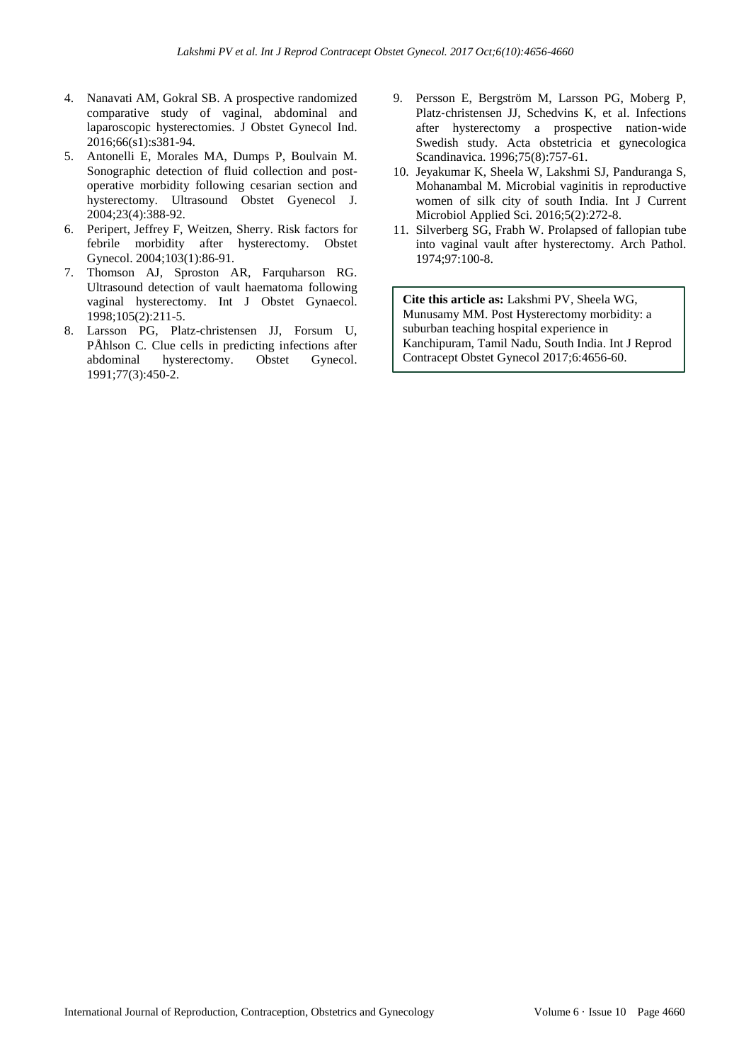4. Nanavati AM, Gokral SB. A prospective randomized comparative study of vaginal, abdominal and laparoscopic hysterectomies. J Obstet Gynecol Ind. 2016;66(s1):s381-94.
5. Antonelli E, Morales MA, Dumps P, Boulvain M. Sonographic detection of fluid collection and post-operative morbidity following cesarian section and hysterectomy. Ultrasound Obstet Gyenecol J. 2004;23(4):388-92.
6. Peripert, Jeffrey F, Weitzen, Sherry. Risk factors for febrile morbidity after hysterectomy. Obstet Gynecol. 2004;103(1):86-91.
7. Thomson AJ, Sproston AR, Farquharson RG. Ultrasound detection of vault haematoma following vaginal hysterectomy. Int J Obstet Gynaecol. 1998;105(2):211-5.
8. Larsson PG, Platz-christensen JJ, Forsum U, PÅhlson C. Clue cells in predicting infections after abdominal hysterectomy. Obstet Gynecol. 1991;77(3):450-2.
9. Persson E, Bergström M, Larsson PG, Moberg P, Platz-christensen JJ, Schedvins K, et al. Infections after hysterectomy a prospective nation-wide Swedish study. Acta obstetricia et gynecologica Scandinavica. 1996;75(8):757-61.
10. Jeyakumar K, Sheela W, Lakshmi SJ, Panduranga S, Mohanambal M. Microbial vaginitis in reproductive women of silk city of south India. Int J Current Microbiol Applied Sci. 2016;5(2):272-8.
11. Silverberg SG, Frabh W. Prolapsed of fallopian tube into vaginal vault after hysterectomy. Arch Pathol. 1974;97:100-8.

**Cite this article as:** Lakshmi PV, Sheela WG, Munusamy MM. Post Hysterectomy morbidity: a suburban teaching hospital experience in Kanchipuram, Tamil Nadu, South India. Int J Reprod Contracept Obstet Gynecol 2017;6:4656-60.